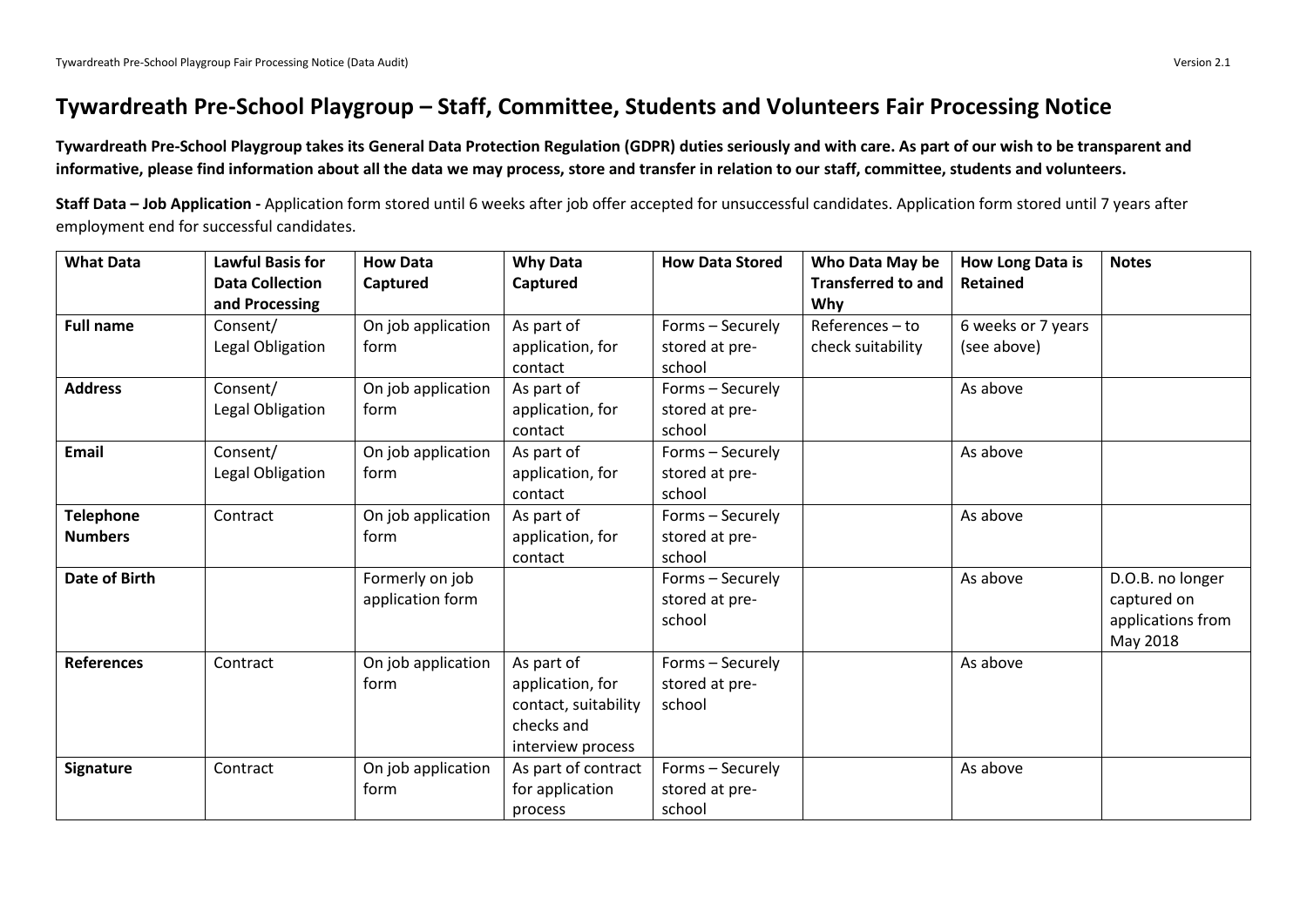# Tywardreath Pre-School Playgroup – Staff, Committee, Students and Volunteers Fair Processing Notice

**Tywardreath Pre-School Playgroup takes its General Data Protection Regulation (GDPR) duties seriously and with care. As part of our wish to be transparent and informative, please find information about all the data we may process, store and transfer in relation to our staff, committee, students and volunteers.**

**Staff Data – Job Application -** Application form stored until 6 weeks after job offer accepted for unsuccessful candidates. Application form stored until 7 years after employment end for successful candidates.

| What Data | Lawful Basis for Data Collection and Processing | How Data Captured | Why Data Captured | How Data Stored | Who Data May be Transferred to and Why | How Long Data is Retained | Notes |
|---|---|---|---|---|---|---|---|
| **Full name** | Consent/ Legal Obligation | On job application form | As part of application, for contact | Forms – Securely stored at pre-school | References – to check suitability | 6 weeks or 7 years (see above) | |
| **Address** | Consent/ Legal Obligation | On job application form | As part of application, for contact | Forms – Securely stored at pre-school | | As above | |
| **Email** | Consent/ Legal Obligation | On job application form | As part of application, for contact | Forms – Securely stored at pre-school | | As above | |
| **Telephone Numbers** | Contract | On job application form | As part of application, for contact | Forms – Securely stored at pre-school | | As above | |
| **Date of Birth** | | Formerly on job application form | | Forms – Securely stored at pre-school | | As above | D.O.B. no longer captured on applications from May 2018 |
| **References** | Contract | On job application form | As part of application, for contact, suitability checks and interview process | Forms – Securely stored at pre-school | | As above | |
| **Signature** | Contract | On job application form | As part of contract for application process | Forms – Securely stored at pre-school | | As above | |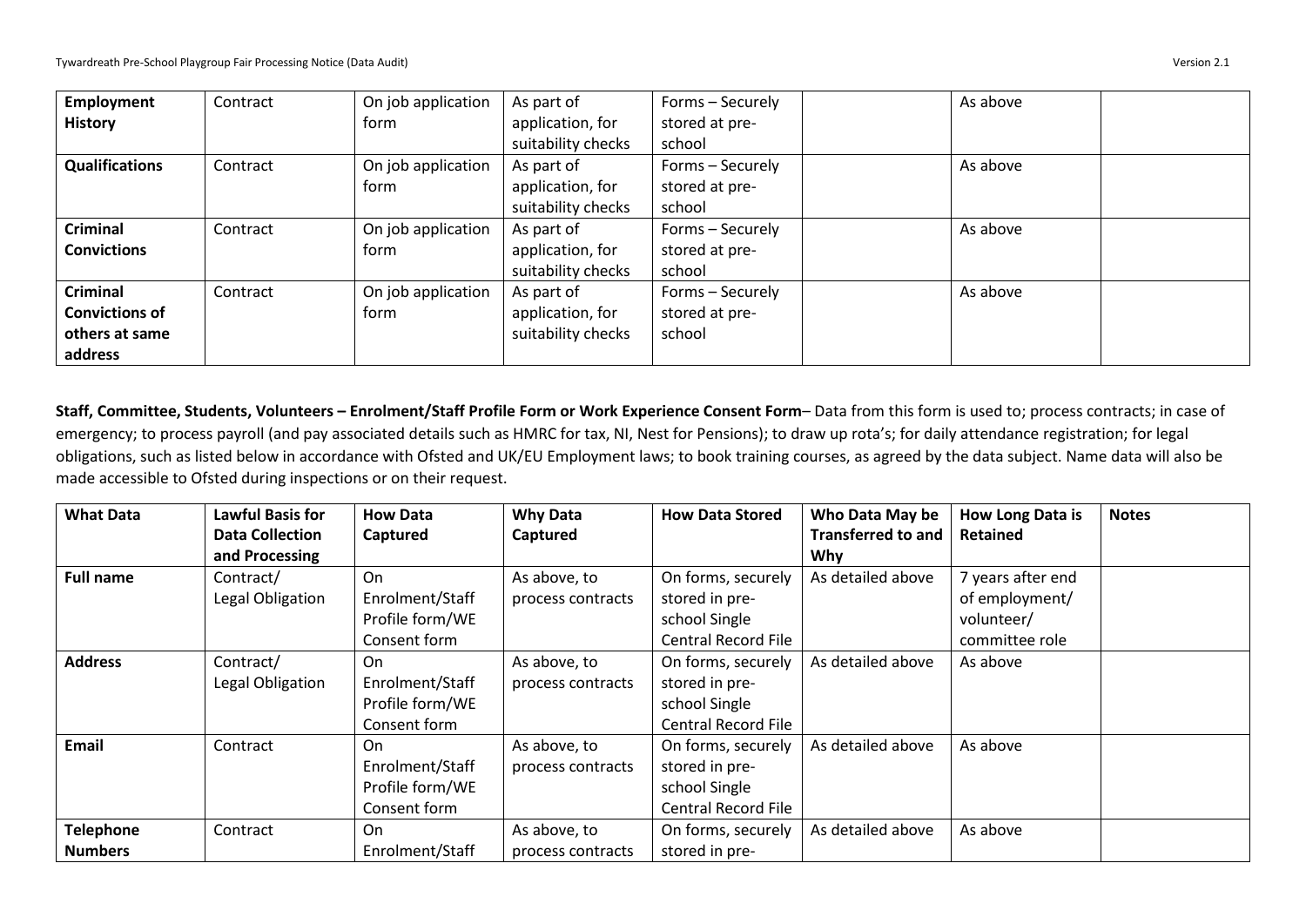| | | | | | | | |
|---|---|---|---|---|---|---|---|
| **Employment History** | Contract | On job application form | As part of application, for suitability checks | Forms – Securely stored at pre-school | | As above | |
| **Qualifications** | Contract | On job application form | As part of application, for suitability checks | Forms – Securely stored at pre-school | | As above | |
| **Criminal Convictions** | Contract | On job application form | As part of application, for suitability checks | Forms – Securely stored at pre-school | | As above | |
| **Criminal Convictions of others at same address** | Contract | On job application form | As part of application, for suitability checks | Forms – Securely stored at pre-school | | As above | |

**Staff, Committee, Students, Volunteers – Enrolment/Staff Profile Form or Work Experience Consent Form**– Data from this form is used to; process contracts; in case of emergency; to process payroll (and pay associated details such as HMRC for tax, NI, Nest for Pensions); to draw up rota's; for daily attendance registration; for legal obligations, such as listed below in accordance with Ofsted and UK/EU Employment laws; to book training courses, as agreed by the data subject. Name data will also be made accessible to Ofsted during inspections or on their request.

| What Data | Lawful Basis for Data Collection and Processing | How Data Captured | Why Data Captured | How Data Stored | Who Data May be Transferred to and Why | How Long Data is Retained | Notes |
|---|---|---|---|---|---|---|---|
| **Full name** | Contract/ Legal Obligation | On Enrolment/Staff Profile form/WE Consent form | As above, to process contracts | On forms, securely stored in pre-school Single Central Record File | As detailed above | 7 years after end of employment/ volunteer/ committee role | |
| **Address** | Contract/ Legal Obligation | On Enrolment/Staff Profile form/WE Consent form | As above, to process contracts | On forms, securely stored in pre-school Single Central Record File | As detailed above | As above | |
| **Email** | Contract | On Enrolment/Staff Profile form/WE Consent form | As above, to process contracts | On forms, securely stored in pre-school Single Central Record File | As detailed above | As above | |
| **Telephone Numbers** | Contract | On Enrolment/Staff | As above, to process contracts | On forms, securely stored in pre- | As detailed above | As above | |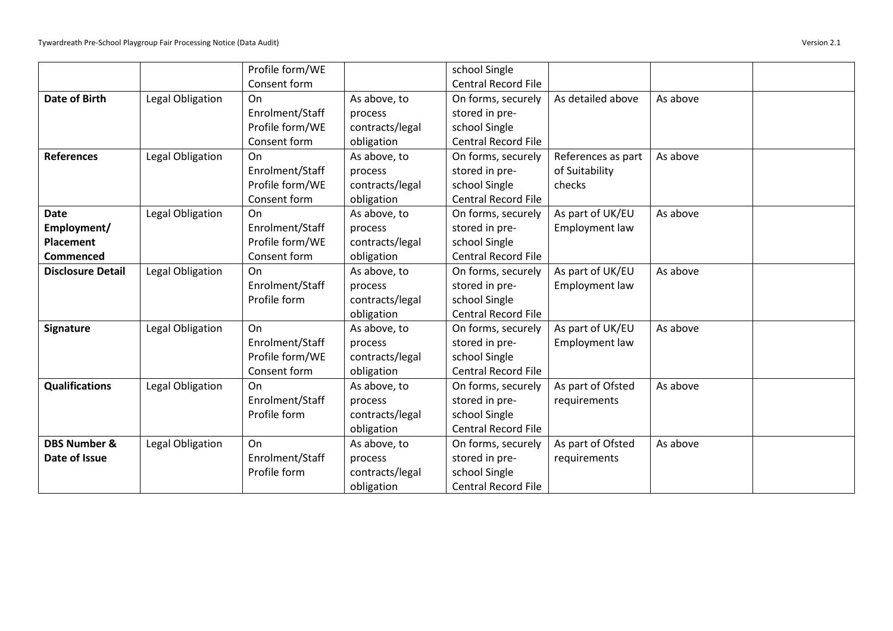| | | Profile form/WE Consent form | | school Single Central Record File | | | |
|---|---|---|---|---|---|---|---|
| **Date of Birth** | Legal Obligation | On Enrolment/Staff Profile form/WE Consent form | As above, to process contracts/legal obligation | On forms, securely stored in pre-school Single Central Record File | As detailed above | As above | |
| **References** | Legal Obligation | On Enrolment/Staff Profile form/WE Consent form | As above, to process contracts/legal obligation | On forms, securely stored in pre-school Single Central Record File | References as part of Suitability checks | As above | |
| **Date Employment/ Placement Commenced** | Legal Obligation | On Enrolment/Staff Profile form/WE Consent form | As above, to process contracts/legal obligation | On forms, securely stored in pre-school Single Central Record File | As part of UK/EU Employment law | As above | |
| **Disclosure Detail** | Legal Obligation | On Enrolment/Staff Profile form | As above, to process contracts/legal obligation | On forms, securely stored in pre-school Single Central Record File | As part of UK/EU Employment law | As above | |
| **Signature** | Legal Obligation | On Enrolment/Staff Profile form/WE Consent form | As above, to process contracts/legal obligation | On forms, securely stored in pre-school Single Central Record File | As part of UK/EU Employment law | As above | |
| **Qualifications** | Legal Obligation | On Enrolment/Staff Profile form | As above, to process contracts/legal obligation | On forms, securely stored in pre-school Single Central Record File | As part of Ofsted requirements | As above | |
| **DBS Number & Date of Issue** | Legal Obligation | On Enrolment/Staff Profile form | As above, to process contracts/legal obligation | On forms, securely stored in pre-school Single Central Record File | As part of Ofsted requirements | As above | |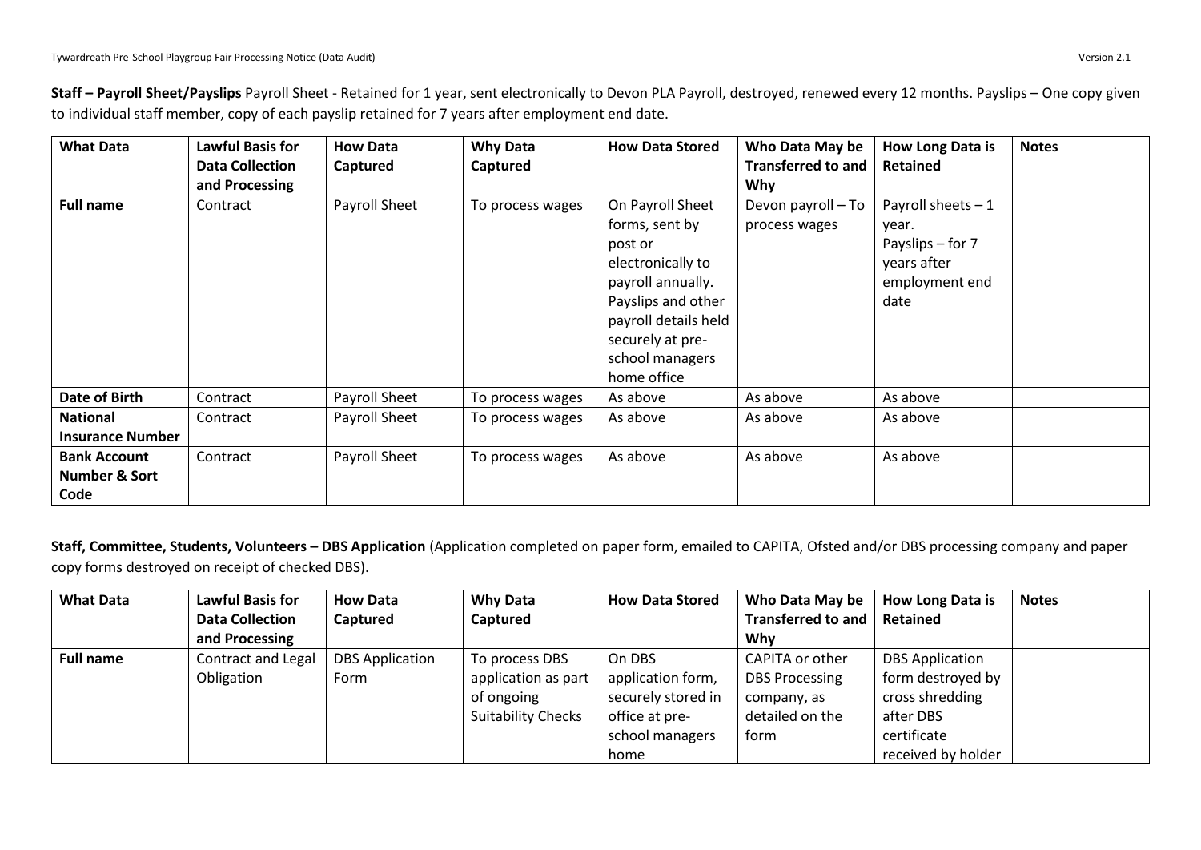**Staff – Payroll Sheet/Payslips** Payroll Sheet - Retained for 1 year, sent electronically to Devon PLA Payroll, destroyed, renewed every 12 months. Payslips – One copy given to individual staff member, copy of each payslip retained for 7 years after employment end date.

| What Data | Lawful Basis for Data Collection and Processing | How Data Captured | Why Data Captured | How Data Stored | Who Data May be Transferred to and Why | How Long Data is Retained | Notes |
|---|---|---|---|---|---|---|---|
| **Full name** | Contract | Payroll Sheet | To process wages | On Payroll Sheet forms, sent by post or electronically to payroll annually. Payslips and other payroll details held securely at pre-school managers home office | Devon payroll – To process wages | Payroll sheets – 1 year. Payslips – for 7 years after employment end date | |
| **Date of Birth** | Contract | Payroll Sheet | To process wages | As above | As above | As above | |
| **National Insurance Number** | Contract | Payroll Sheet | To process wages | As above | As above | As above | |
| **Bank Account Number & Sort Code** | Contract | Payroll Sheet | To process wages | As above | As above | As above | |

**Staff, Committee, Students, Volunteers – DBS Application** (Application completed on paper form, emailed to CAPITA, Ofsted and/or DBS processing company and paper copy forms destroyed on receipt of checked DBS).

| What Data | Lawful Basis for Data Collection and Processing | How Data Captured | Why Data Captured | How Data Stored | Who Data May be Transferred to and Why | How Long Data is Retained | Notes |
|---|---|---|---|---|---|---|---|
| **Full name** | Contract and Legal Obligation | DBS Application Form | To process DBS application as part of ongoing Suitability Checks | On DBS application form, securely stored in office at pre-school managers home | CAPITA or other DBS Processing company, as detailed on the form | DBS Application form destroyed by cross shredding after DBS certificate received by holder | |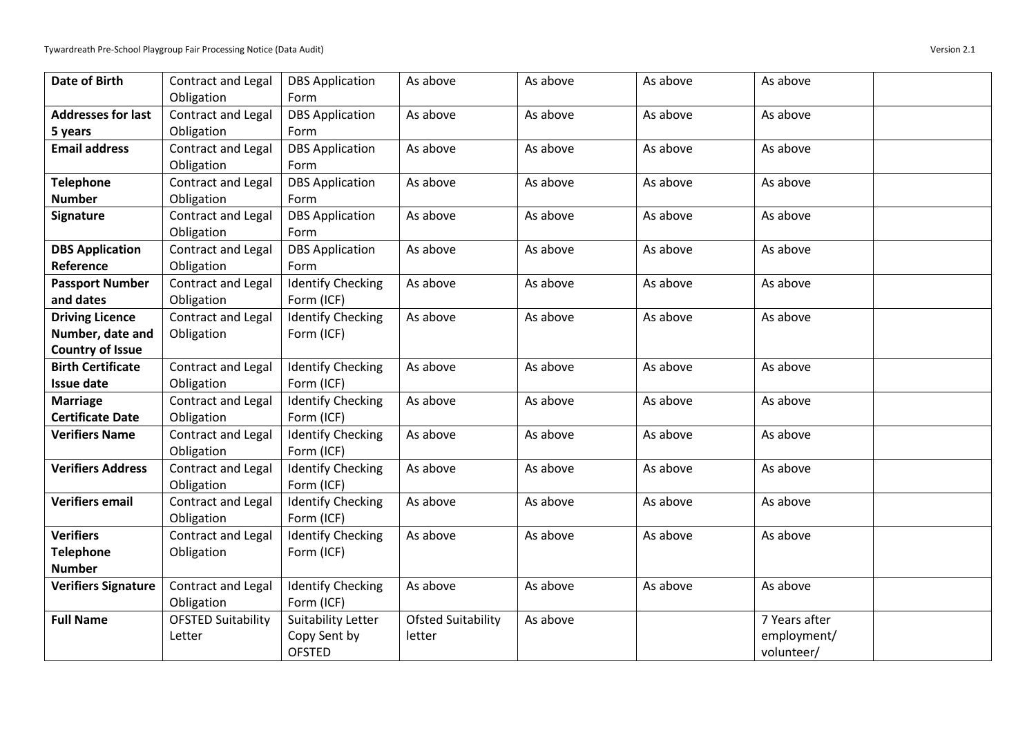| **Date of Birth** | Contract and Legal Obligation | DBS Application Form | As above | As above | As above | As above | |
|---|---|---|---|---|---|---|---|
| **Addresses for last 5 years** | Contract and Legal Obligation | DBS Application Form | As above | As above | As above | As above | |
| **Email address** | Contract and Legal Obligation | DBS Application Form | As above | As above | As above | As above | |
| **Telephone Number** | Contract and Legal Obligation | DBS Application Form | As above | As above | As above | As above | |
| **Signature** | Contract and Legal Obligation | DBS Application Form | As above | As above | As above | As above | |
| **DBS Application Reference** | Contract and Legal Obligation | DBS Application Form | As above | As above | As above | As above | |
| **Passport Number and dates** | Contract and Legal Obligation | Identify Checking Form (ICF) | As above | As above | As above | As above | |
| **Driving Licence Number, date and Country of Issue** | Contract and Legal Obligation | Identify Checking Form (ICF) | As above | As above | As above | As above | |
| **Birth Certificate Issue date** | Contract and Legal Obligation | Identify Checking Form (ICF) | As above | As above | As above | As above | |
| **Marriage Certificate Date** | Contract and Legal Obligation | Identify Checking Form (ICF) | As above | As above | As above | As above | |
| **Verifiers Name** | Contract and Legal Obligation | Identify Checking Form (ICF) | As above | As above | As above | As above | |
| **Verifiers Address** | Contract and Legal Obligation | Identify Checking Form (ICF) | As above | As above | As above | As above | |
| **Verifiers email** | Contract and Legal Obligation | Identify Checking Form (ICF) | As above | As above | As above | As above | |
| **Verifiers Telephone Number** | Contract and Legal Obligation | Identify Checking Form (ICF) | As above | As above | As above | As above | |
| **Verifiers Signature** | Contract and Legal Obligation | Identify Checking Form (ICF) | As above | As above | As above | As above | |
| **Full Name** | OFSTED Suitability Letter | Suitability Letter Copy Sent by OFSTED | Ofsted Suitability letter | As above | | 7 Years after employment/ volunteer/ | |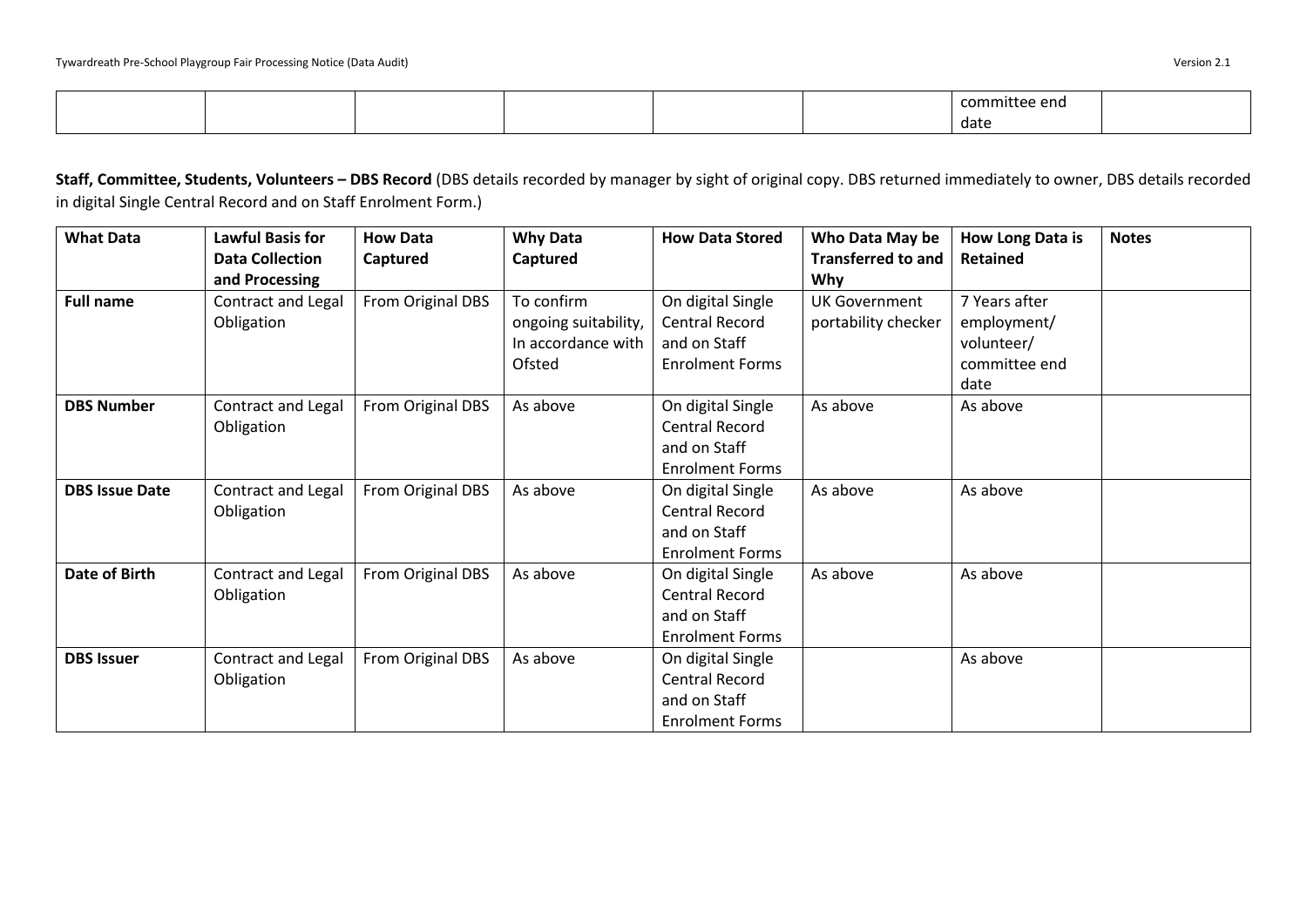| | | | | | | committee end date | |
|---|---|---|---|---|---|---|---|

**Staff, Committee, Students, Volunteers – DBS Record** (DBS details recorded by manager by sight of original copy. DBS returned immediately to owner, DBS details recorded in digital Single Central Record and on Staff Enrolment Form.)

| What Data | Lawful Basis for Data Collection and Processing | How Data Captured | Why Data Captured | How Data Stored | Who Data May be Transferred to and Why | How Long Data is Retained | Notes |
|---|---|---|---|---|---|---|---|
| **Full name** | Contract and Legal Obligation | From Original DBS | To confirm ongoing suitability, In accordance with Ofsted | On digital Single Central Record and on Staff Enrolment Forms | UK Government portability checker | 7 Years after employment/ volunteer/ committee end date | |
| **DBS Number** | Contract and Legal Obligation | From Original DBS | As above | On digital Single Central Record and on Staff Enrolment Forms | As above | As above | |
| **DBS Issue Date** | Contract and Legal Obligation | From Original DBS | As above | On digital Single Central Record and on Staff Enrolment Forms | As above | As above | |
| **Date of Birth** | Contract and Legal Obligation | From Original DBS | As above | On digital Single Central Record and on Staff Enrolment Forms | As above | As above | |
| **DBS Issuer** | Contract and Legal Obligation | From Original DBS | As above | On digital Single Central Record and on Staff Enrolment Forms | | As above | |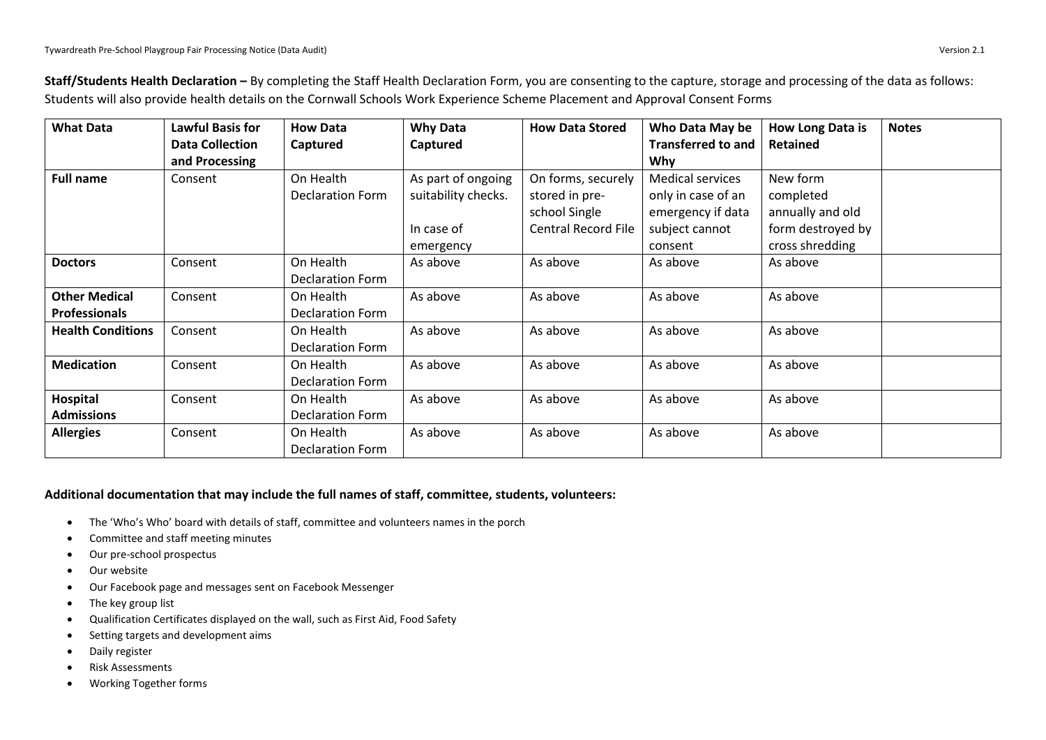**Staff/Students Health Declaration –** By completing the Staff Health Declaration Form, you are consenting to the capture, storage and processing of the data as follows: Students will also provide health details on the Cornwall Schools Work Experience Scheme Placement and Approval Consent Forms

| What Data | Lawful Basis for Data Collection and Processing | How Data Captured | Why Data Captured | How Data Stored | Who Data May be Transferred to and Why | How Long Data is Retained | Notes |
|---|---|---|---|---|---|---|---|
| **Full name** | Consent | On Health Declaration Form | As part of ongoing suitability checks.<br><br>In case of emergency | On forms, securely stored in pre-school Single Central Record File | Medical services only in case of an emergency if data subject cannot consent | New form completed annually and old form destroyed by cross shredding | |
| **Doctors** | Consent | On Health Declaration Form | As above | As above | As above | As above | |
| **Other Medical Professionals** | Consent | On Health Declaration Form | As above | As above | As above | As above | |
| **Health Conditions** | Consent | On Health Declaration Form | As above | As above | As above | As above | |
| **Medication** | Consent | On Health Declaration Form | As above | As above | As above | As above | |
| **Hospital Admissions** | Consent | On Health Declaration Form | As above | As above | As above | As above | |
| **Allergies** | Consent | On Health Declaration Form | As above | As above | As above | As above | |

**Additional documentation that may include the full names of staff, committee, students, volunteers:**

- The 'Who's Who' board with details of staff, committee and volunteers names in the porch
- Committee and staff meeting minutes
- Our pre-school prospectus
- Our website
- Our Facebook page and messages sent on Facebook Messenger
- The key group list
- Qualification Certificates displayed on the wall, such as First Aid, Food Safety
- Setting targets and development aims
- Daily register
- Risk Assessments
- Working Together forms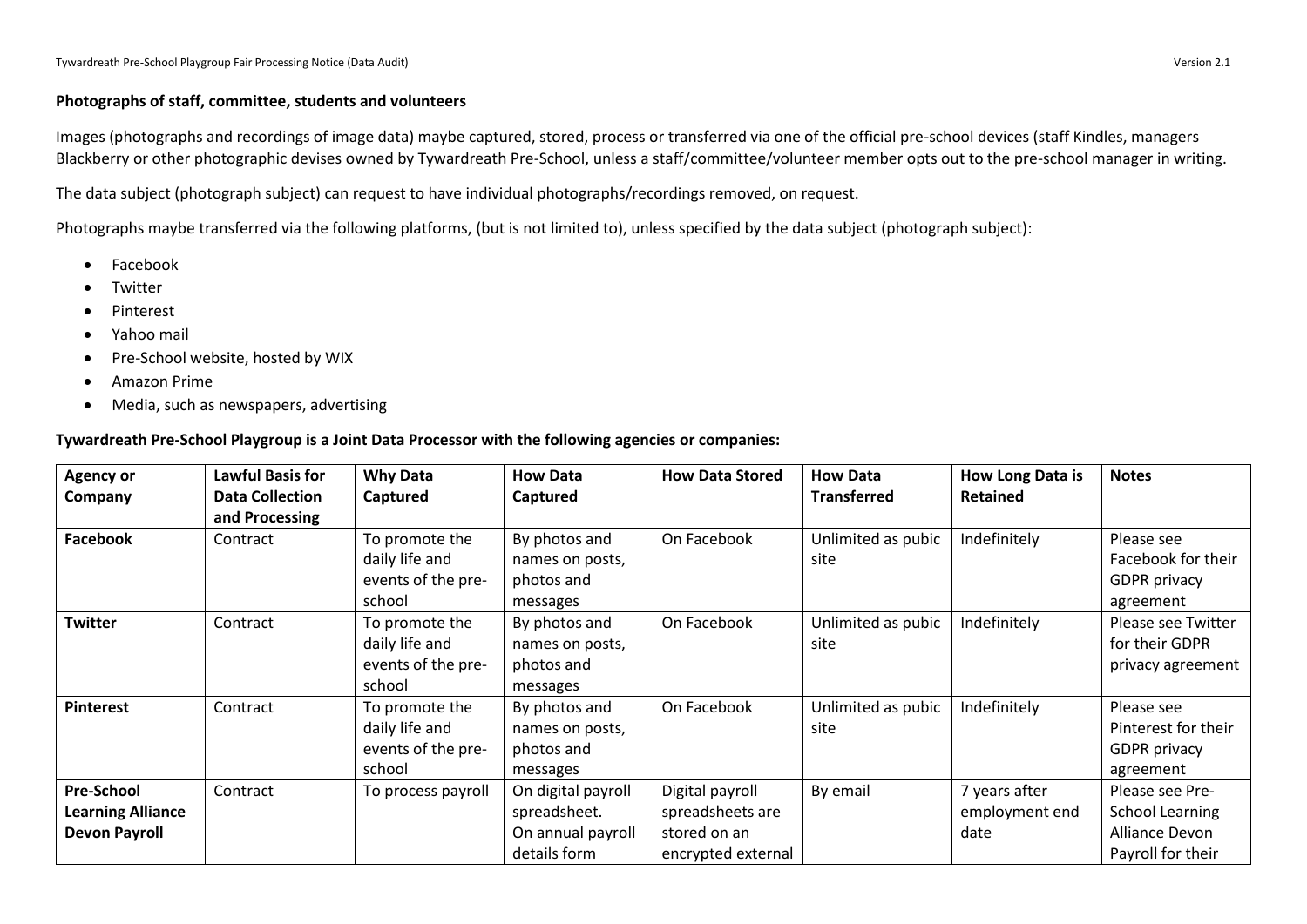**Photographs of staff, committee, students and volunteers**

Images (photographs and recordings of image data) maybe captured, stored, process or transferred via one of the official pre-school devices (staff Kindles, managers Blackberry or other photographic devises owned by Tywardreath Pre-School, unless a staff/committee/volunteer member opts out to the pre-school manager in writing.

The data subject (photograph subject) can request to have individual photographs/recordings removed, on request.

Photographs maybe transferred via the following platforms, (but is not limited to), unless specified by the data subject (photograph subject):

- Facebook
- Twitter
- Pinterest
- Yahoo mail
- Pre-School website, hosted by WIX
- Amazon Prime
- Media, such as newspapers, advertising

**Tywardreath Pre-School Playgroup is a Joint Data Processor with the following agencies or companies:**

| Agency or Company | Lawful Basis for Data Collection and Processing | Why Data Captured | How Data Captured | How Data Stored | How Data Transferred | How Long Data is Retained | Notes |
|---|---|---|---|---|---|---|---|
| **Facebook** | Contract | To promote the daily life and events of the pre-school | By photos and names on posts, photos and messages | On Facebook | Unlimited as pubic site | Indefinitely | Please see Facebook for their GDPR privacy agreement |
| **Twitter** | Contract | To promote the daily life and events of the pre-school | By photos and names on posts, photos and messages | On Facebook | Unlimited as pubic site | Indefinitely | Please see Twitter for their GDPR privacy agreement |
| **Pinterest** | Contract | To promote the daily life and events of the pre-school | By photos and names on posts, photos and messages | On Facebook | Unlimited as pubic site | Indefinitely | Please see Pinterest for their GDPR privacy agreement |
| **Pre-School Learning Alliance Devon Payroll** | Contract | To process payroll | On digital payroll spreadsheet. On annual payroll details form | Digital payroll spreadsheets are stored on an encrypted external | By email | 7 years after employment end date | Please see Pre-School Learning Alliance Devon Payroll for their |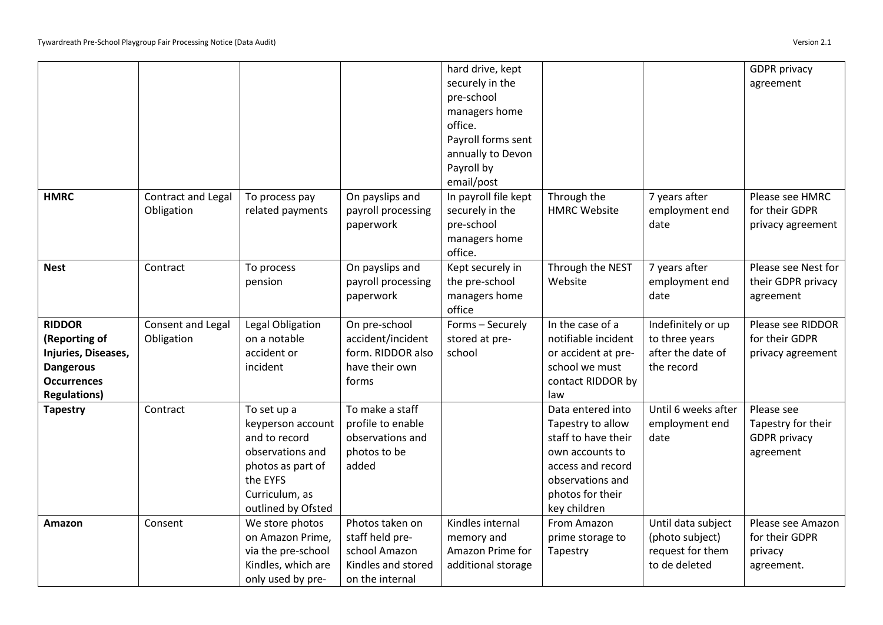|  |  |  |  | hard drive, kept securely in the pre-school managers home office. Payroll forms sent annually to Devon Payroll by email/post |  |  | GDPR privacy agreement |
|---|---|---|---|---|---|---|---|
| **HMRC** | Contract and Legal Obligation | To process pay related payments | On payslips and payroll processing paperwork | In payroll file kept securely in the pre-school managers home office. | Through the HMRC Website | 7 years after employment end date | Please see HMRC for their GDPR privacy agreement |
| **Nest** | Contract | To process pension | On payslips and payroll processing paperwork | Kept securely in the pre-school managers home office | Through the NEST Website | 7 years after employment end date | Please see Nest for their GDPR privacy agreement |
| **RIDDOR (Reporting of Injuries, Diseases, Dangerous Occurrences Regulations)** | Consent and Legal Obligation | Legal Obligation on a notable accident or incident | On pre-school accident/incident form. RIDDOR also have their own forms | Forms – Securely stored at pre-school | In the case of a notifiable incident or accident at pre-school we must contact RIDDOR by law | Indefinitely or up to three years after the date of the record | Please see RIDDOR for their GDPR privacy agreement |
| **Tapestry** | Contract | To set up a keyperson account and to record observations and photos as part of the EYFS Curriculum, as outlined by Ofsted | To make a staff profile to enable observations and photos to be added |  | Data entered into Tapestry to allow staff to have their own accounts to access and record observations and photos for their key children | Until 6 weeks after employment end date | Please see Tapestry for their GDPR privacy agreement |
| **Amazon** | Consent | We store photos on Amazon Prime, via the pre-school Kindles, which are only used by pre- | Photos taken on staff held pre-school Amazon Kindles and stored on the internal | Kindles internal memory and Amazon Prime for additional storage | From Amazon prime storage to Tapestry | Until data subject (photo subject) request for them to de deleted | Please see Amazon for their GDPR privacy agreement. |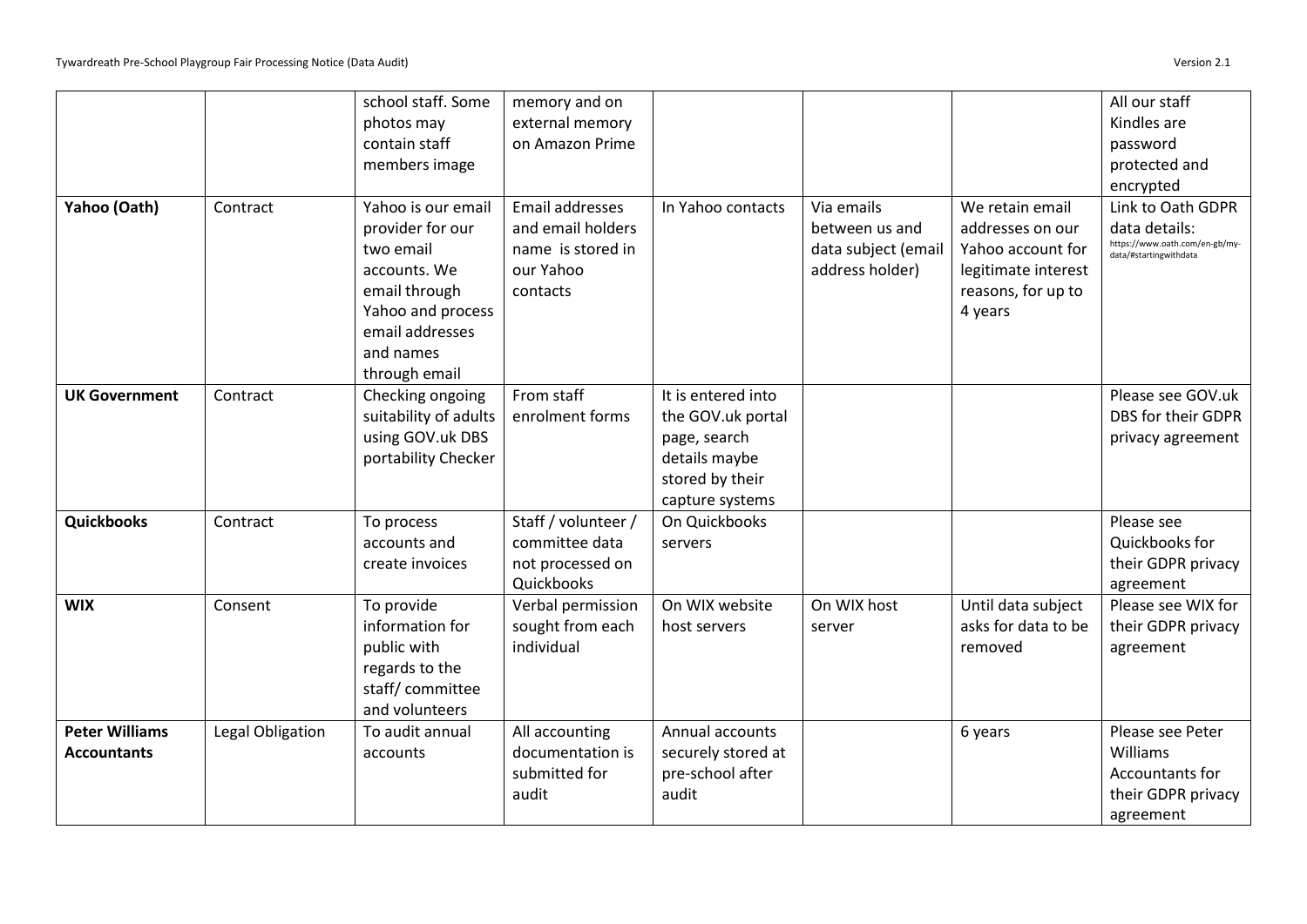| | | | | | | | |
|---|---|---|---|---|---|---|---|
| | | school staff. Some photos may contain staff members image | memory and on external memory on Amazon Prime | | | | All our staff Kindles are password protected and encrypted |
| **Yahoo (Oath)** | Contract | Yahoo is our email provider for our two email accounts. We email through Yahoo and process email addresses and names through email | Email addresses and email holders name is stored in our Yahoo contacts | In Yahoo contacts | Via emails between us and data subject (email address holder) | We retain email addresses on our Yahoo account for legitimate interest reasons, for up to 4 years | Link to Oath GDPR data details: https://www.oath.com/en-gb/my-data/#startingwithdata |
| **UK Government** | Contract | Checking ongoing suitability of adults using GOV.uk DBS portability Checker | From staff enrolment forms | It is entered into the GOV.uk portal page, search details maybe stored by their capture systems | | | Please see GOV.uk DBS for their GDPR privacy agreement |
| **Quickbooks** | Contract | To process accounts and create invoices | Staff / volunteer / committee data not processed on Quickbooks | On Quickbooks servers | | | Please see Quickbooks for their GDPR privacy agreement |
| **WIX** | Consent | To provide information for public with regards to the staff/ committee and volunteers | Verbal permission sought from each individual | On WIX website host servers | On WIX host server | Until data subject asks for data to be removed | Please see WIX for their GDPR privacy agreement |
| **Peter Williams Accountants** | Legal Obligation | To audit annual accounts | All accounting documentation is submitted for audit | Annual accounts securely stored at pre-school after audit | | 6 years | Please see Peter Williams Accountants for their GDPR privacy agreement |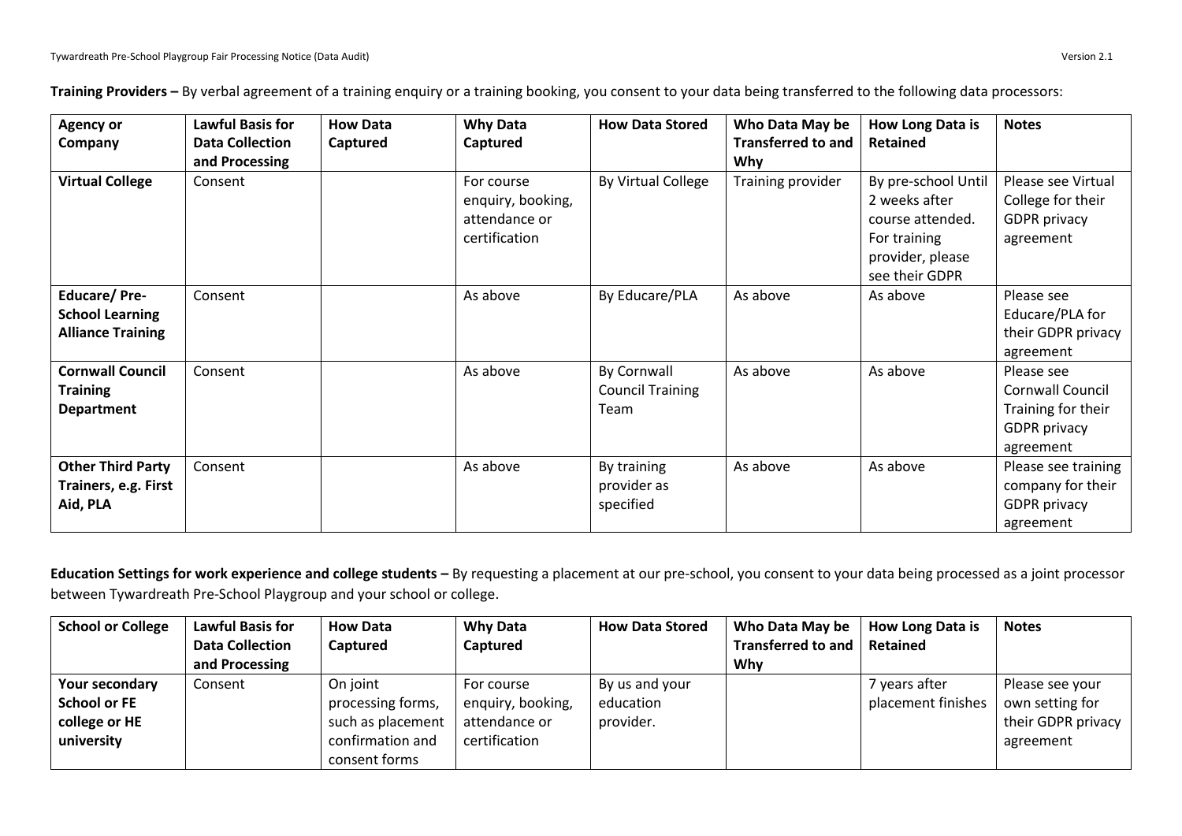**Training Providers –** By verbal agreement of a training enquiry or a training booking, you consent to your data being transferred to the following data processors:

| Agency or Company | Lawful Basis for Data Collection and Processing | How Data Captured | Why Data Captured | How Data Stored | Who Data May be Transferred to and Why | How Long Data is Retained | Notes |
|---|---|---|---|---|---|---|---|
| **Virtual College** | Consent | | For course enquiry, booking, attendance or certification | By Virtual College | Training provider | By pre-school Until 2 weeks after course attended. For training provider, please see their GDPR | Please see Virtual College for their GDPR privacy agreement |
| **Educare/ Pre-School Learning Alliance Training** | Consent | | As above | By Educare/PLA | As above | As above | Please see Educare/PLA for their GDPR privacy agreement |
| **Cornwall Council Training Department** | Consent | | As above | By Cornwall Council Training Team | As above | As above | Please see Cornwall Council Training for their GDPR privacy agreement |
| **Other Third Party Trainers, e.g. First Aid, PLA** | Consent | | As above | By training provider as specified | As above | As above | Please see training company for their GDPR privacy agreement |

**Education Settings for work experience and college students –** By requesting a placement at our pre-school, you consent to your data being processed as a joint processor between Tywardreath Pre-School Playgroup and your school or college.

| School or College | Lawful Basis for Data Collection and Processing | How Data Captured | Why Data Captured | How Data Stored | Who Data May be Transferred to and Why | How Long Data is Retained | Notes |
|---|---|---|---|---|---|---|---|
| **Your secondary School or FE college or HE university** | Consent | On joint processing forms, such as placement confirmation and consent forms | For course enquiry, booking, attendance or certification | By us and your education provider. | | 7 years after placement finishes | Please see your own setting for their GDPR privacy agreement |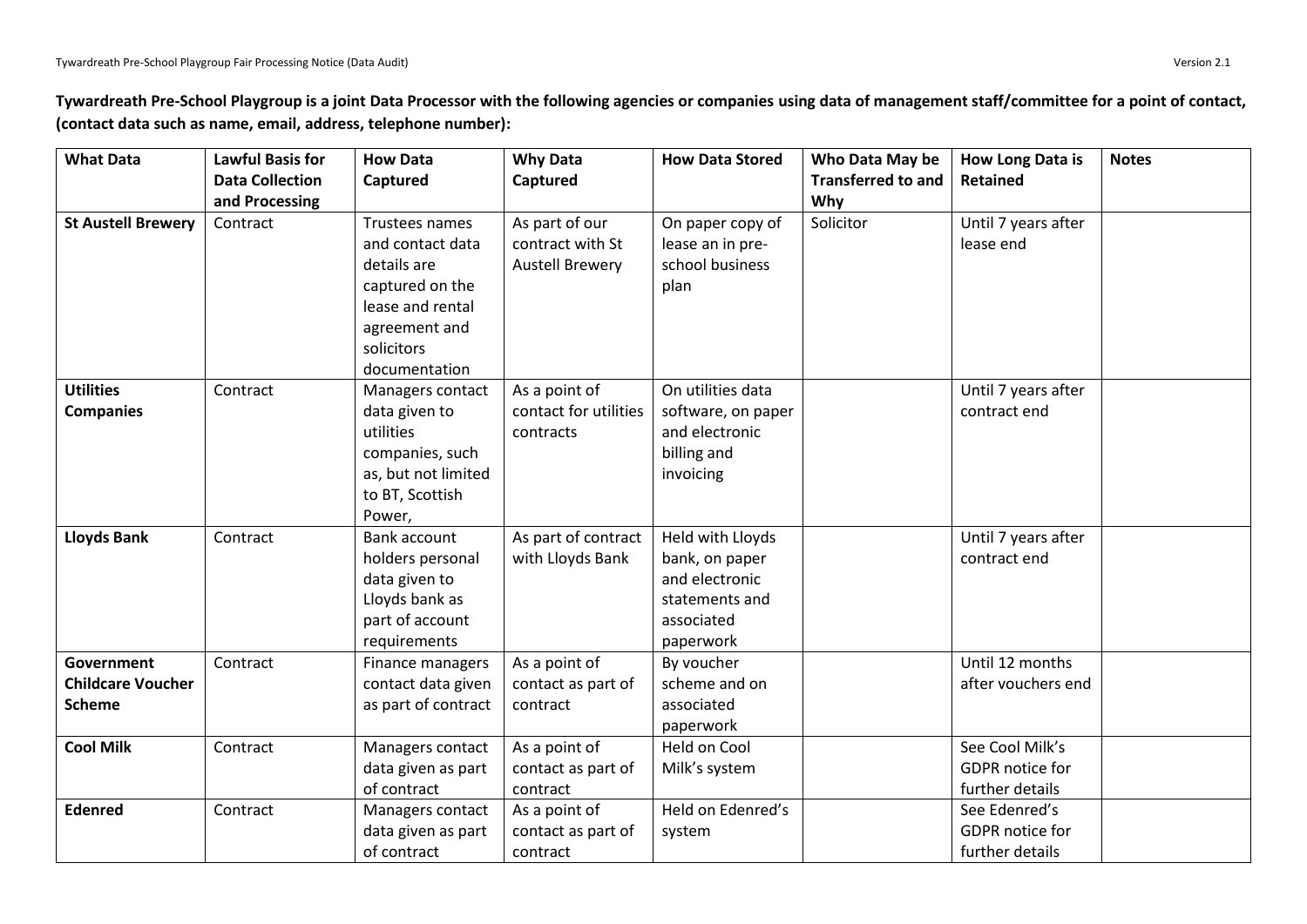**Tywardreath Pre-School Playgroup is a joint Data Processor with the following agencies or companies using data of management staff/committee for a point of contact, (contact data such as name, email, address, telephone number):**

| What Data | Lawful Basis for Data Collection and Processing | How Data Captured | Why Data Captured | How Data Stored | Who Data May be Transferred to and Why | How Long Data is Retained | Notes |
|---|---|---|---|---|---|---|---|
| **St Austell Brewery** | Contract | Trustees names and contact data details are captured on the lease and rental agreement and solicitors documentation | As part of our contract with St Austell Brewery | On paper copy of lease an in pre-school business plan | Solicitor | Until 7 years after lease end | |
| **Utilities Companies** | Contract | Managers contact data given to utilities companies, such as, but not limited to BT, Scottish Power, | As a point of contact for utilities contracts | On utilities data software, on paper and electronic billing and invoicing | | Until 7 years after contract end | |
| **Lloyds Bank** | Contract | Bank account holders personal data given to Lloyds bank as part of account requirements | As part of contract with Lloyds Bank | Held with Lloyds bank, on paper and electronic statements and associated paperwork | | Until 7 years after contract end | |
| **Government Childcare Voucher Scheme** | Contract | Finance managers contact data given as part of contract | As a point of contact as part of contract | By voucher scheme and on associated paperwork | | Until 12 months after vouchers end | |
| **Cool Milk** | Contract | Managers contact data given as part of contract | As a point of contact as part of contract | Held on Cool Milk's system | | See Cool Milk's GDPR notice for further details | |
| **Edenred** | Contract | Managers contact data given as part of contract | As a point of contact as part of contract | Held on Edenred's system | | See Edenred's GDPR notice for further details | |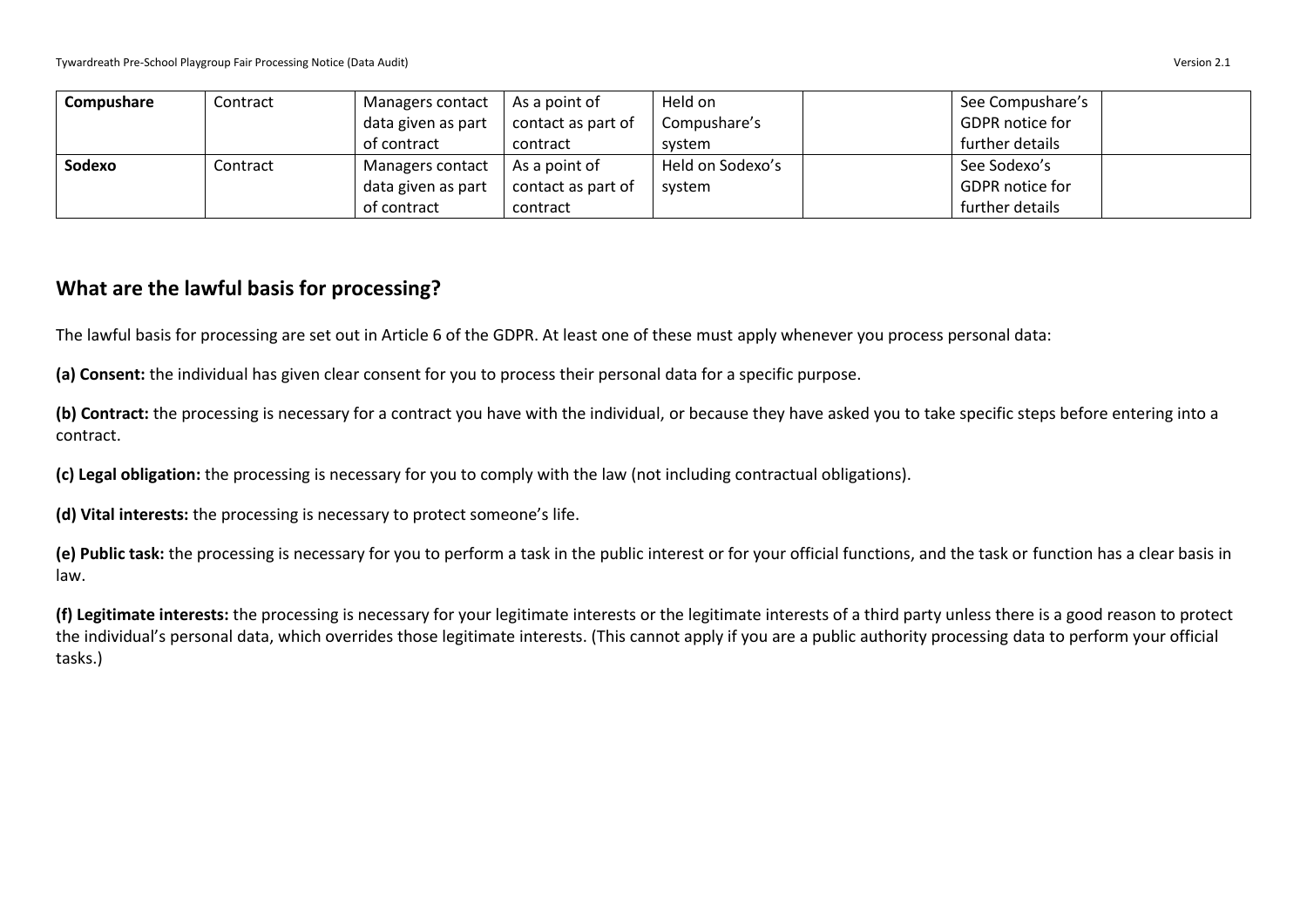| | | | | | | | |
|---|---|---|---|---|---|---|---|
| **Compushare** | Contract | Managers contact data given as part of contract | As a point of contact as part of contract | Held on Compushare's system | | See Compushare's GDPR notice for further details | |
| **Sodexo** | Contract | Managers contact data given as part of contract | As a point of contact as part of contract | Held on Sodexo's system | | See Sodexo's GDPR notice for further details | |

## What are the lawful basis for processing?

The lawful basis for processing are set out in Article 6 of the GDPR. At least one of these must apply whenever you process personal data:

**(a) Consent:** the individual has given clear consent for you to process their personal data for a specific purpose.

**(b) Contract:** the processing is necessary for a contract you have with the individual, or because they have asked you to take specific steps before entering into a contract.

**(c) Legal obligation:** the processing is necessary for you to comply with the law (not including contractual obligations).

**(d) Vital interests:** the processing is necessary to protect someone's life.

**(e) Public task:** the processing is necessary for you to perform a task in the public interest or for your official functions, and the task or function has a clear basis in law.

**(f) Legitimate interests:** the processing is necessary for your legitimate interests or the legitimate interests of a third party unless there is a good reason to protect the individual's personal data, which overrides those legitimate interests. (This cannot apply if you are a public authority processing data to perform your official tasks.)